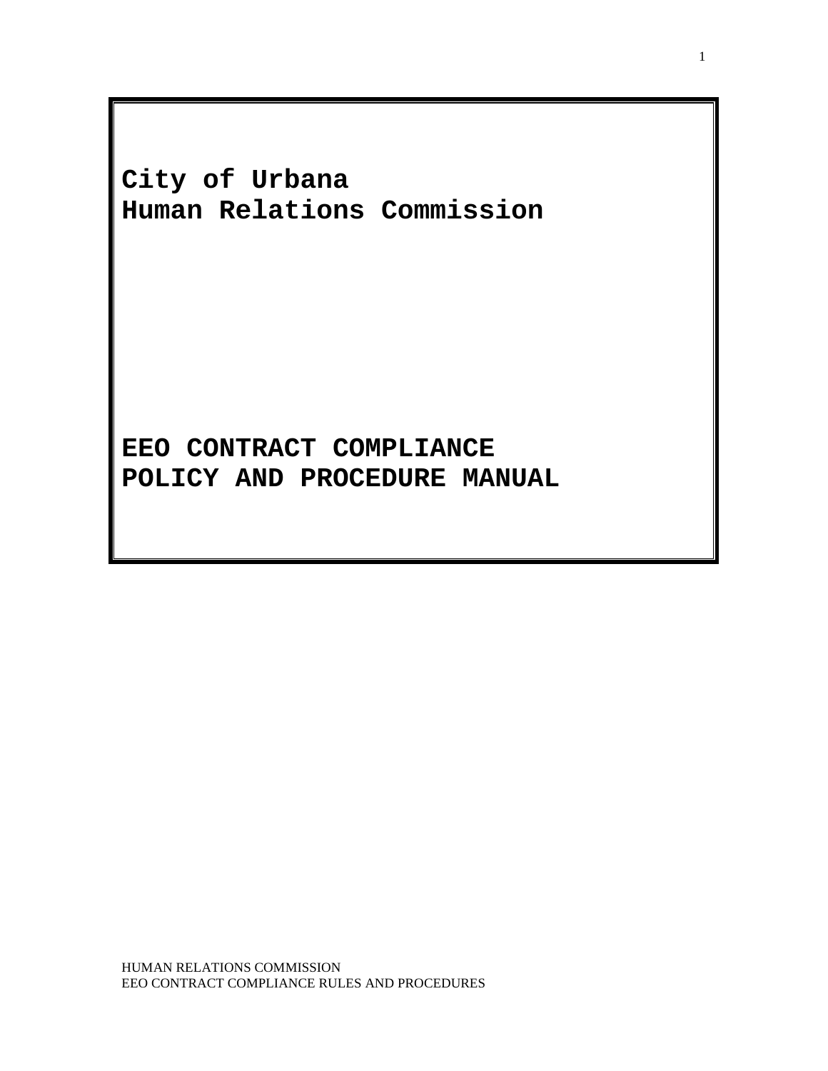# City of Urbana
# Human Relations Commission

# EEO CONTRACT COMPLIANCE
# POLICY AND PROCEDURE MANUAL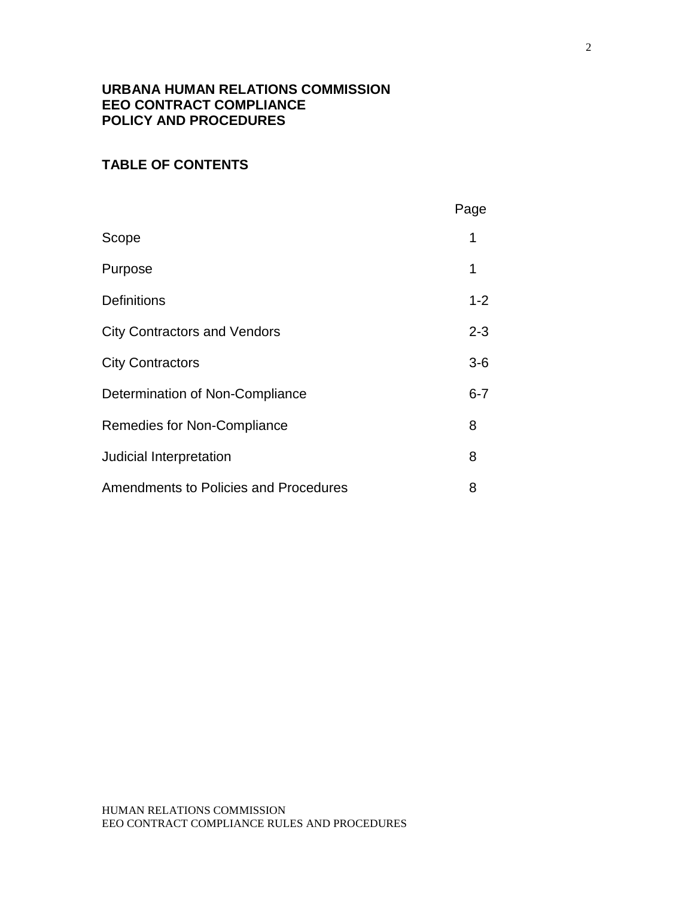**URBANA HUMAN RELATIONS COMMISSION**
**EEO CONTRACT COMPLIANCE**
**POLICY AND PROCEDURES**

## TABLE OF CONTENTS

| | Page |
|---|---|
| Scope | 1 |
| Purpose | 1 |
| Definitions | 1-2 |
| City Contractors and Vendors | 2-3 |
| City Contractors | 3-6 |
| Determination of Non-Compliance | 6-7 |
| Remedies for Non-Compliance | 8 |
| Judicial Interpretation | 8 |
| Amendments to Policies and Procedures | 8 |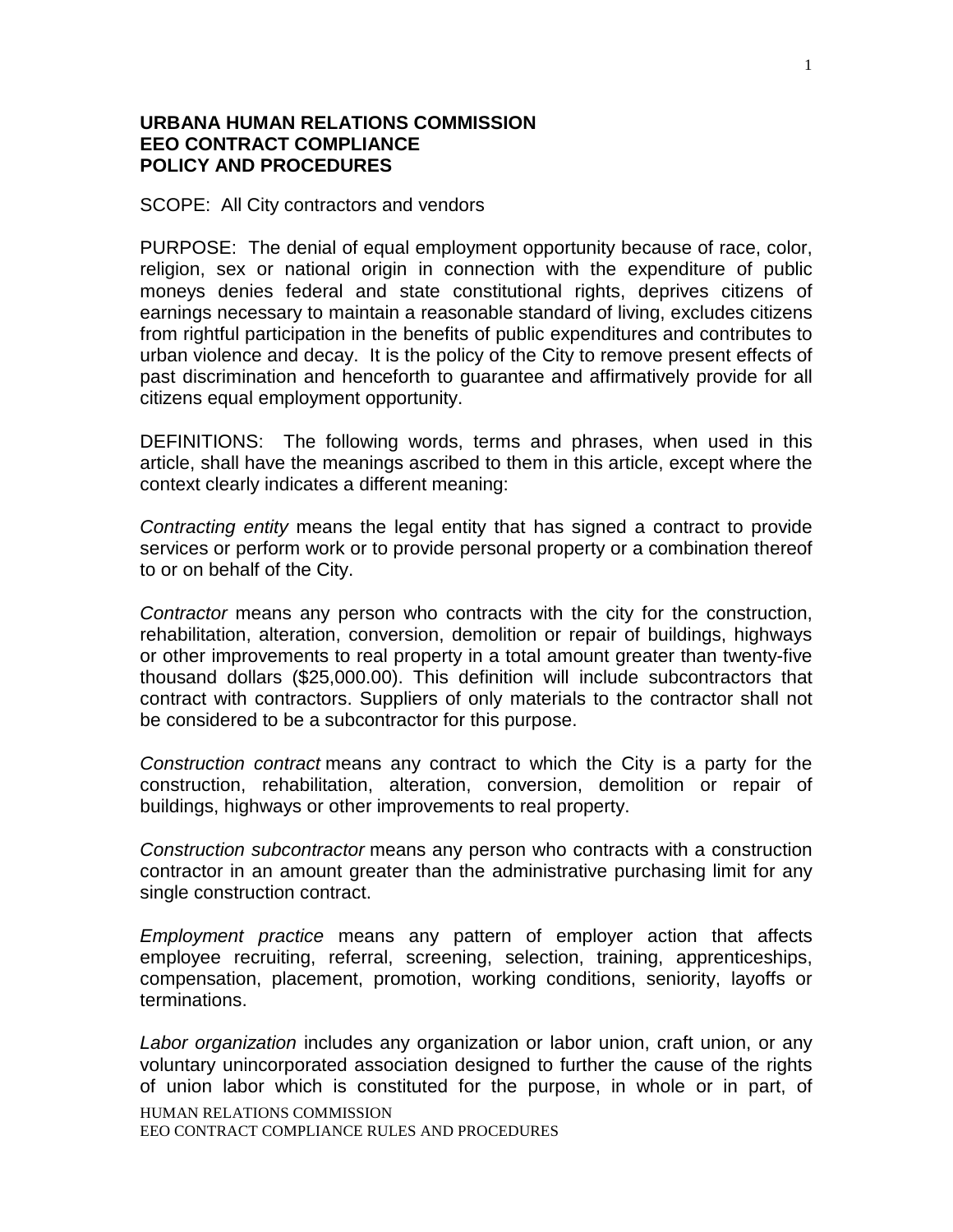**URBANA HUMAN RELATIONS COMMISSION**
**EEO CONTRACT COMPLIANCE**
**POLICY AND PROCEDURES**

SCOPE: All City contractors and vendors

PURPOSE: The denial of equal employment opportunity because of race, color, religion, sex or national origin in connection with the expenditure of public moneys denies federal and state constitutional rights, deprives citizens of earnings necessary to maintain a reasonable standard of living, excludes citizens from rightful participation in the benefits of public expenditures and contributes to urban violence and decay. It is the policy of the City to remove present effects of past discrimination and henceforth to guarantee and affirmatively provide for all citizens equal employment opportunity.

DEFINITIONS: The following words, terms and phrases, when used in this article, shall have the meanings ascribed to them in this article, except where the context clearly indicates a different meaning:

*Contracting entity* means the legal entity that has signed a contract to provide services or perform work or to provide personal property or a combination thereof to or on behalf of the City.

*Contractor* means any person who contracts with the city for the construction, rehabilitation, alteration, conversion, demolition or repair of buildings, highways or other improvements to real property in a total amount greater than twenty-five thousand dollars ($25,000.00). This definition will include subcontractors that contract with contractors. Suppliers of only materials to the contractor shall not be considered to be a subcontractor for this purpose.

*Construction contract* means any contract to which the City is a party for the construction, rehabilitation, alteration, conversion, demolition or repair of buildings, highways or other improvements to real property.

*Construction subcontractor* means any person who contracts with a construction contractor in an amount greater than the administrative purchasing limit for any single construction contract.

*Employment practice* means any pattern of employer action that affects employee recruiting, referral, screening, selection, training, apprenticeships, compensation, placement, promotion, working conditions, seniority, layoffs or terminations.

*Labor organization* includes any organization or labor union, craft union, or any voluntary unincorporated association designed to further the cause of the rights of union labor which is constituted for the purpose, in whole or in part, of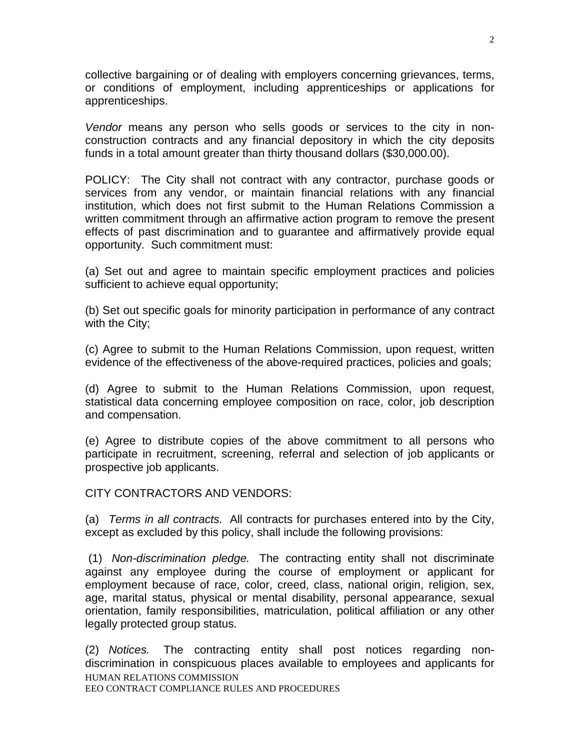collective bargaining or of dealing with employers concerning grievances, terms, or conditions of employment, including apprenticeships or applications for apprenticeships.

*Vendor* means any person who sells goods or services to the city in non-construction contracts and any financial depository in which the city deposits funds in a total amount greater than thirty thousand dollars ($30,000.00).

POLICY: The City shall not contract with any contractor, purchase goods or services from any vendor, or maintain financial relations with any financial institution, which does not first submit to the Human Relations Commission a written commitment through an affirmative action program to remove the present effects of past discrimination and to guarantee and affirmatively provide equal opportunity. Such commitment must:

(a) Set out and agree to maintain specific employment practices and policies sufficient to achieve equal opportunity;

(b) Set out specific goals for minority participation in performance of any contract with the City;

(c) Agree to submit to the Human Relations Commission, upon request, written evidence of the effectiveness of the above-required practices, policies and goals;

(d) Agree to submit to the Human Relations Commission, upon request, statistical data concerning employee composition on race, color, job description and compensation.

(e) Agree to distribute copies of the above commitment to all persons who participate in recruitment, screening, referral and selection of job applicants or prospective job applicants.

CITY CONTRACTORS AND VENDORS:

(a) *Terms in all contracts.* All contracts for purchases entered into by the City, except as excluded by this policy, shall include the following provisions:

(1) *Non-discrimination pledge.* The contracting entity shall not discriminate against any employee during the course of employment or applicant for employment because of race, color, creed, class, national origin, religion, sex, age, marital status, physical or mental disability, personal appearance, sexual orientation, family responsibilities, matriculation, political affiliation or any other legally protected group status.

(2) *Notices.* The contracting entity shall post notices regarding non-discrimination in conspicuous places available to employees and applicants for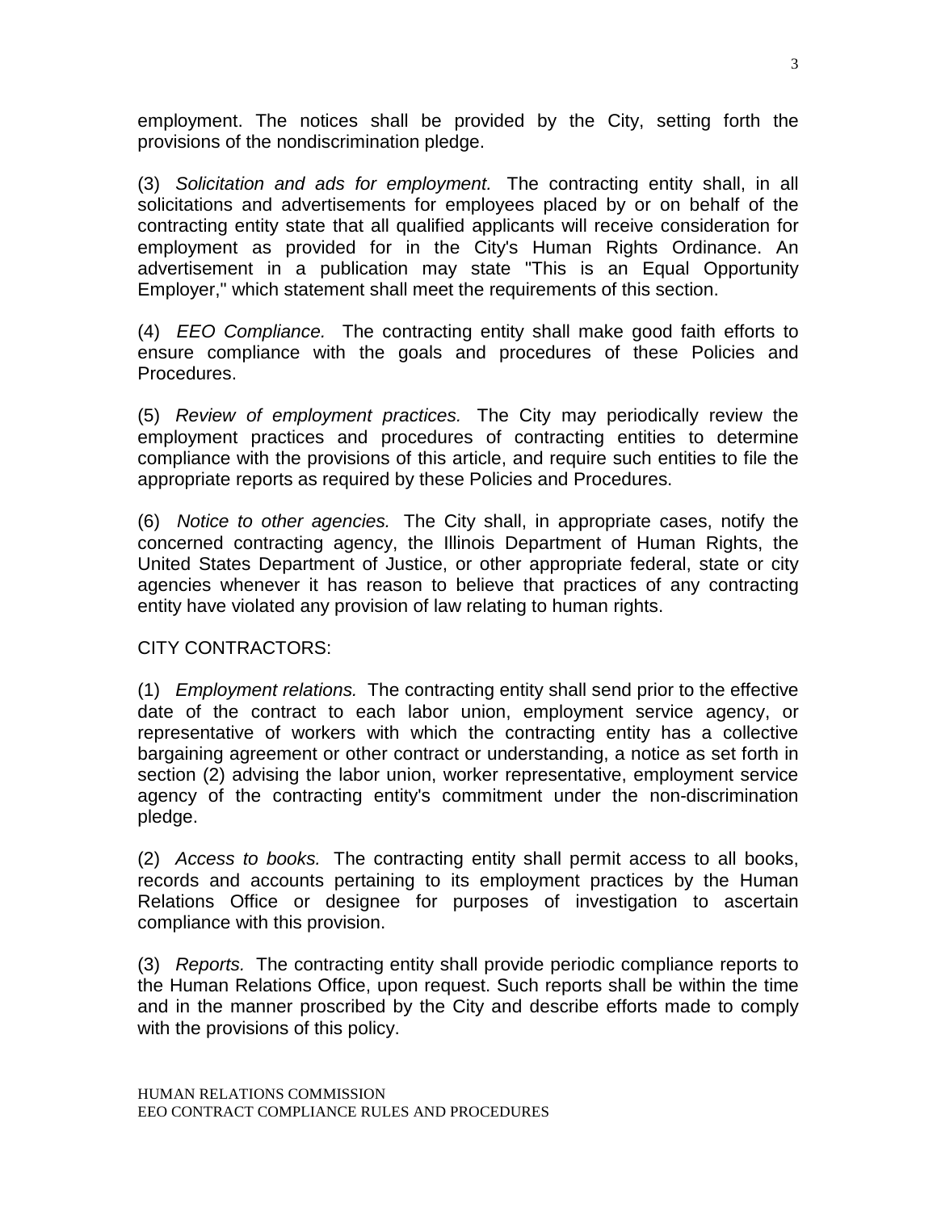employment. The notices shall be provided by the City, setting forth the provisions of the nondiscrimination pledge.

(3) *Solicitation and ads for employment.* The contracting entity shall, in all solicitations and advertisements for employees placed by or on behalf of the contracting entity state that all qualified applicants will receive consideration for employment as provided for in the City's Human Rights Ordinance. An advertisement in a publication may state "This is an Equal Opportunity Employer," which statement shall meet the requirements of this section.

(4) *EEO Compliance.* The contracting entity shall make good faith efforts to ensure compliance with the goals and procedures of these Policies and Procedures.

(5) *Review of employment practices.* The City may periodically review the employment practices and procedures of contracting entities to determine compliance with the provisions of this article, and require such entities to file the appropriate reports as required by these Policies and Procedures.

(6) *Notice to other agencies.* The City shall, in appropriate cases, notify the concerned contracting agency, the Illinois Department of Human Rights, the United States Department of Justice, or other appropriate federal, state or city agencies whenever it has reason to believe that practices of any contracting entity have violated any provision of law relating to human rights.

CITY CONTRACTORS:

(1) *Employment relations.* The contracting entity shall send prior to the effective date of the contract to each labor union, employment service agency, or representative of workers with which the contracting entity has a collective bargaining agreement or other contract or understanding, a notice as set forth in section (2) advising the labor union, worker representative, employment service agency of the contracting entity's commitment under the non-discrimination pledge.

(2) *Access to books.* The contracting entity shall permit access to all books, records and accounts pertaining to its employment practices by the Human Relations Office or designee for purposes of investigation to ascertain compliance with this provision.

(3) *Reports.* The contracting entity shall provide periodic compliance reports to the Human Relations Office, upon request. Such reports shall be within the time and in the manner proscribed by the City and describe efforts made to comply with the provisions of this policy.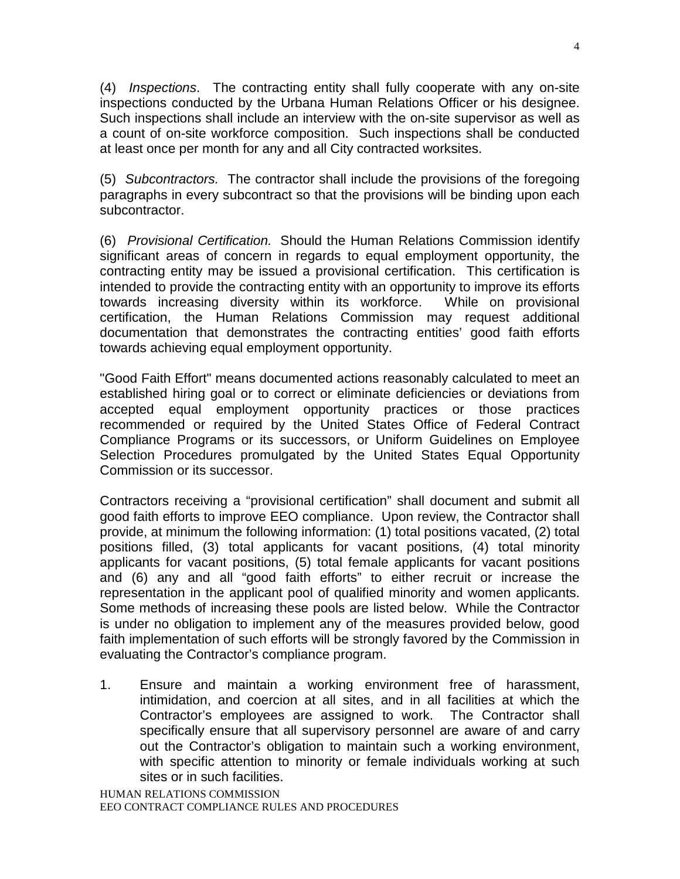(4) *Inspections*. The contracting entity shall fully cooperate with any on-site inspections conducted by the Urbana Human Relations Officer or his designee. Such inspections shall include an interview with the on-site supervisor as well as a count of on-site workforce composition. Such inspections shall be conducted at least once per month for any and all City contracted worksites.

(5) *Subcontractors.* The contractor shall include the provisions of the foregoing paragraphs in every subcontract so that the provisions will be binding upon each subcontractor.

(6) *Provisional Certification.* Should the Human Relations Commission identify significant areas of concern in regards to equal employment opportunity, the contracting entity may be issued a provisional certification. This certification is intended to provide the contracting entity with an opportunity to improve its efforts towards increasing diversity within its workforce. While on provisional certification, the Human Relations Commission may request additional documentation that demonstrates the contracting entities' good faith efforts towards achieving equal employment opportunity.

"Good Faith Effort" means documented actions reasonably calculated to meet an established hiring goal or to correct or eliminate deficiencies or deviations from accepted equal employment opportunity practices or those practices recommended or required by the United States Office of Federal Contract Compliance Programs or its successors, or Uniform Guidelines on Employee Selection Procedures promulgated by the United States Equal Opportunity Commission or its successor.

Contractors receiving a "provisional certification" shall document and submit all good faith efforts to improve EEO compliance. Upon review, the Contractor shall provide, at minimum the following information: (1) total positions vacated, (2) total positions filled, (3) total applicants for vacant positions, (4) total minority applicants for vacant positions, (5) total female applicants for vacant positions and (6) any and all "good faith efforts" to either recruit or increase the representation in the applicant pool of qualified minority and women applicants. Some methods of increasing these pools are listed below. While the Contractor is under no obligation to implement any of the measures provided below, good faith implementation of such efforts will be strongly favored by the Commission in evaluating the Contractor's compliance program.

1. Ensure and maintain a working environment free of harassment, intimidation, and coercion at all sites, and in all facilities at which the Contractor's employees are assigned to work. The Contractor shall specifically ensure that all supervisory personnel are aware of and carry out the Contractor's obligation to maintain such a working environment, with specific attention to minority or female individuals working at such sites or in such facilities.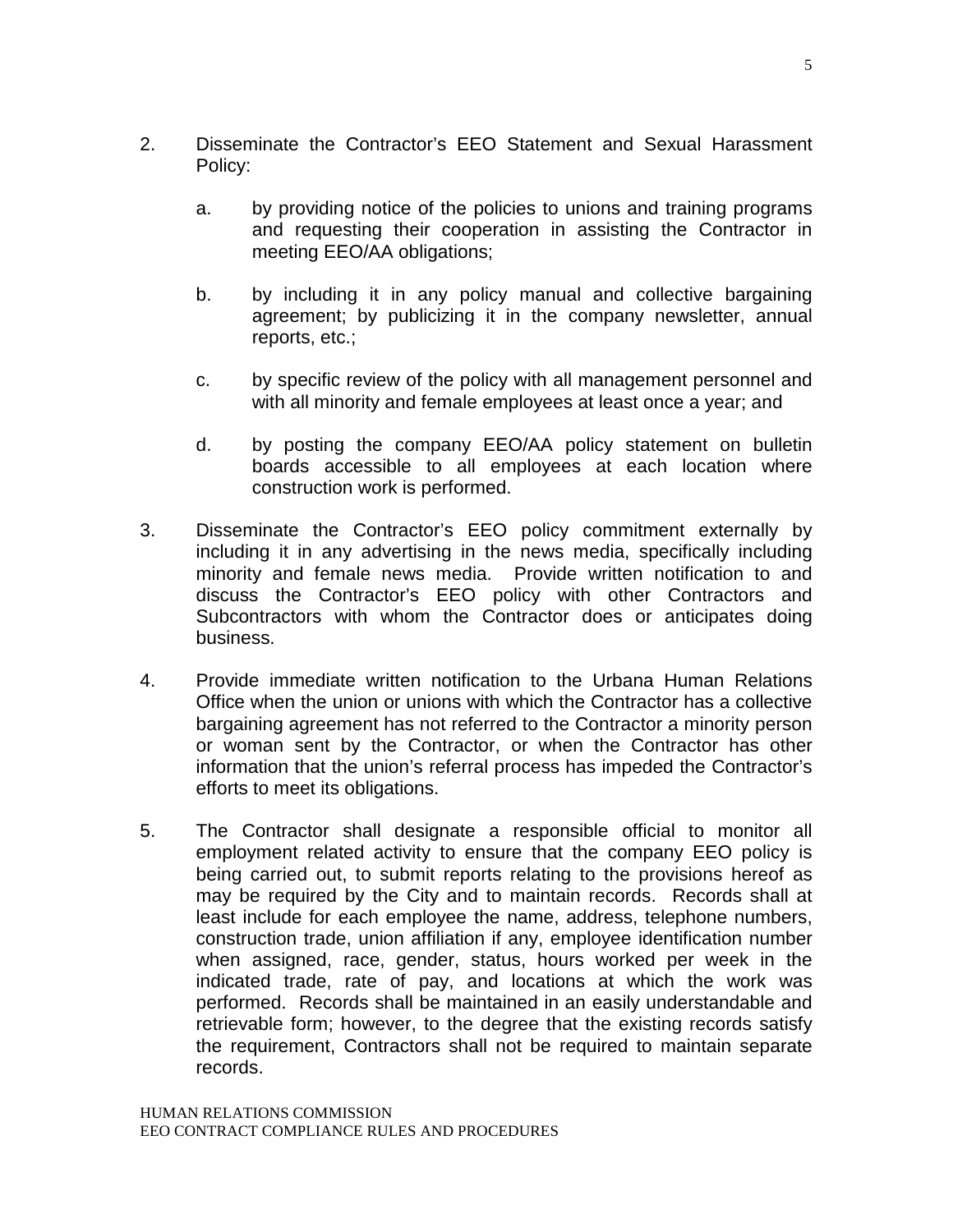2. Disseminate the Contractor's EEO Statement and Sexual Harassment Policy:

   a. by providing notice of the policies to unions and training programs and requesting their cooperation in assisting the Contractor in meeting EEO/AA obligations;

   b. by including it in any policy manual and collective bargaining agreement; by publicizing it in the company newsletter, annual reports, etc.;

   c. by specific review of the policy with all management personnel and with all minority and female employees at least once a year; and

   d. by posting the company EEO/AA policy statement on bulletin boards accessible to all employees at each location where construction work is performed.

3. Disseminate the Contractor's EEO policy commitment externally by including it in any advertising in the news media, specifically including minority and female news media. Provide written notification to and discuss the Contractor's EEO policy with other Contractors and Subcontractors with whom the Contractor does or anticipates doing business.

4. Provide immediate written notification to the Urbana Human Relations Office when the union or unions with which the Contractor has a collective bargaining agreement has not referred to the Contractor a minority person or woman sent by the Contractor, or when the Contractor has other information that the union's referral process has impeded the Contractor's efforts to meet its obligations.

5. The Contractor shall designate a responsible official to monitor all employment related activity to ensure that the company EEO policy is being carried out, to submit reports relating to the provisions hereof as may be required by the City and to maintain records. Records shall at least include for each employee the name, address, telephone numbers, construction trade, union affiliation if any, employee identification number when assigned, race, gender, status, hours worked per week in the indicated trade, rate of pay, and locations at which the work was performed. Records shall be maintained in an easily understandable and retrievable form; however, to the degree that the existing records satisfy the requirement, Contractors shall not be required to maintain separate records.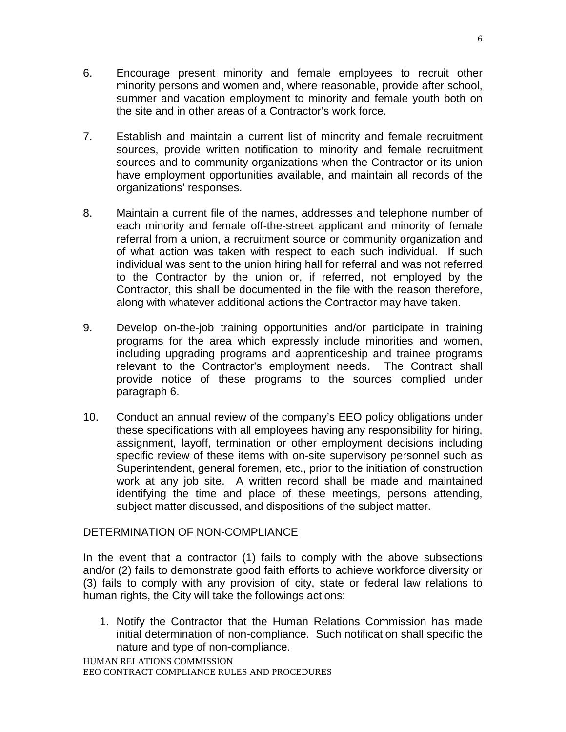6. Encourage present minority and female employees to recruit other minority persons and women and, where reasonable, provide after school, summer and vacation employment to minority and female youth both on the site and in other areas of a Contractor's work force.

7. Establish and maintain a current list of minority and female recruitment sources, provide written notification to minority and female recruitment sources and to community organizations when the Contractor or its union have employment opportunities available, and maintain all records of the organizations' responses.

8. Maintain a current file of the names, addresses and telephone number of each minority and female off-the-street applicant and minority of female referral from a union, a recruitment source or community organization and of what action was taken with respect to each such individual. If such individual was sent to the union hiring hall for referral and was not referred to the Contractor by the union or, if referred, not employed by the Contractor, this shall be documented in the file with the reason therefore, along with whatever additional actions the Contractor may have taken.

9. Develop on-the-job training opportunities and/or participate in training programs for the area which expressly include minorities and women, including upgrading programs and apprenticeship and trainee programs relevant to the Contractor's employment needs. The Contract shall provide notice of these programs to the sources complied under paragraph 6.

10. Conduct an annual review of the company's EEO policy obligations under these specifications with all employees having any responsibility for hiring, assignment, layoff, termination or other employment decisions including specific review of these items with on-site supervisory personnel such as Superintendent, general foremen, etc., prior to the initiation of construction work at any job site. A written record shall be made and maintained identifying the time and place of these meetings, persons attending, subject matter discussed, and dispositions of the subject matter.

## DETERMINATION OF NON-COMPLIANCE

In the event that a contractor (1) fails to comply with the above subsections and/or (2) fails to demonstrate good faith efforts to achieve workforce diversity or (3) fails to comply with any provision of city, state or federal law relations to human rights, the City will take the followings actions:

1. Notify the Contractor that the Human Relations Commission has made initial determination of non-compliance. Such notification shall specific the nature and type of non-compliance.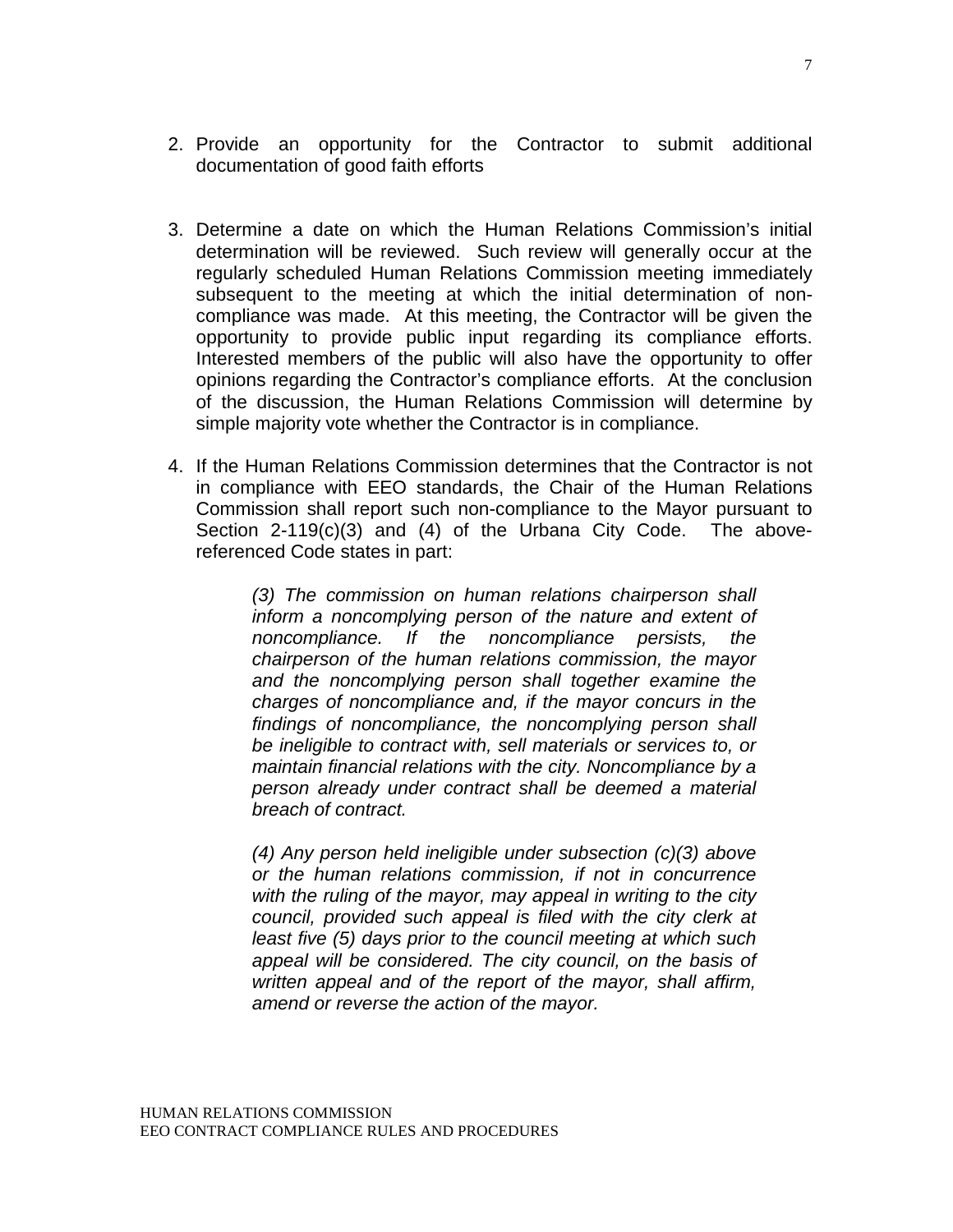2. Provide an opportunity for the Contractor to submit additional documentation of good faith efforts

3. Determine a date on which the Human Relations Commission's initial determination will be reviewed. Such review will generally occur at the regularly scheduled Human Relations Commission meeting immediately subsequent to the meeting at which the initial determination of non-compliance was made. At this meeting, the Contractor will be given the opportunity to provide public input regarding its compliance efforts. Interested members of the public will also have the opportunity to offer opinions regarding the Contractor's compliance efforts. At the conclusion of the discussion, the Human Relations Commission will determine by simple majority vote whether the Contractor is in compliance.

4. If the Human Relations Commission determines that the Contractor is not in compliance with EEO standards, the Chair of the Human Relations Commission shall report such non-compliance to the Mayor pursuant to Section 2-119(c)(3) and (4) of the Urbana City Code. The above-referenced Code states in part:

   > *(3) The commission on human relations chairperson shall inform a noncomplying person of the nature and extent of noncompliance. If the noncompliance persists, the chairperson of the human relations commission, the mayor and the noncomplying person shall together examine the charges of noncompliance and, if the mayor concurs in the findings of noncompliance, the noncomplying person shall be ineligible to contract with, sell materials or services to, or maintain financial relations with the city. Noncompliance by a person already under contract shall be deemed a material breach of contract.*
   >
   > *(4) Any person held ineligible under subsection (c)(3) above or the human relations commission, if not in concurrence with the ruling of the mayor, may appeal in writing to the city council, provided such appeal is filed with the city clerk at least five (5) days prior to the council meeting at which such appeal will be considered. The city council, on the basis of written appeal and of the report of the mayor, shall affirm, amend or reverse the action of the mayor.*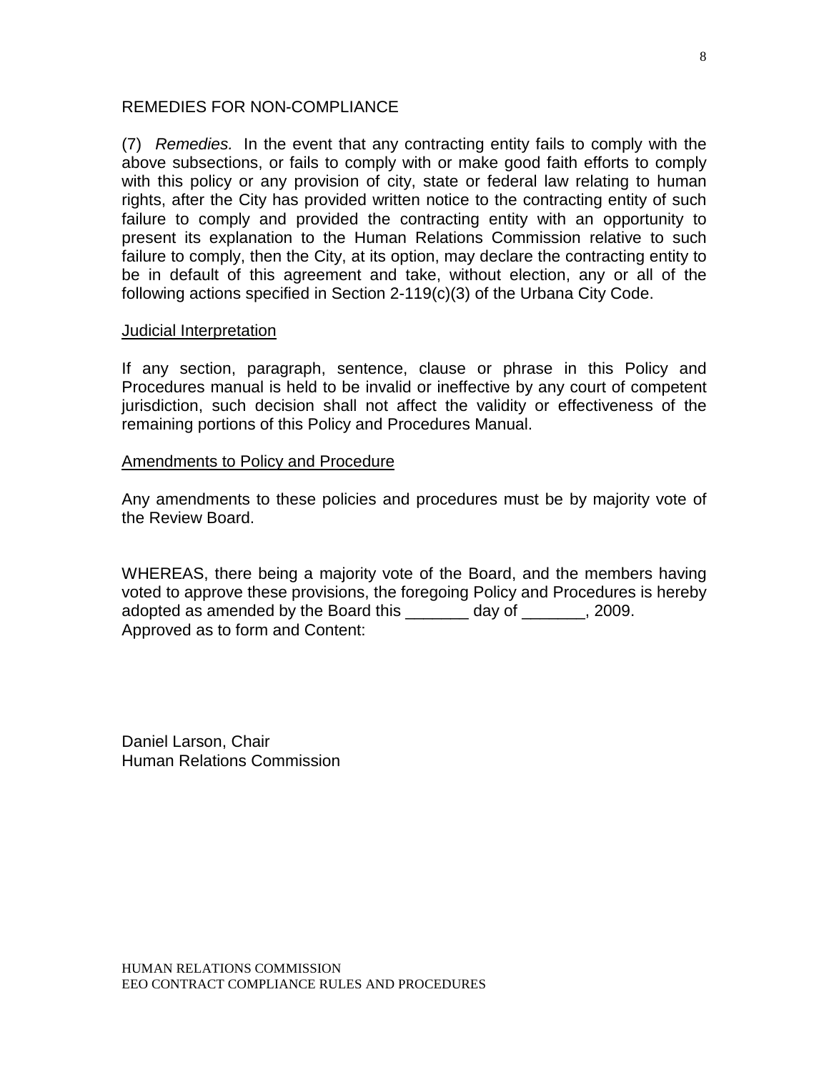REMEDIES FOR NON-COMPLIANCE

(7) *Remedies.* In the event that any contracting entity fails to comply with the above subsections, or fails to comply with or make good faith efforts to comply with this policy or any provision of city, state or federal law relating to human rights, after the City has provided written notice to the contracting entity of such failure to comply and provided the contracting entity with an opportunity to present its explanation to the Human Relations Commission relative to such failure to comply, then the City, at its option, may declare the contracting entity to be in default of this agreement and take, without election, any or all of the following actions specified in Section 2-119(c)(3) of the Urbana City Code.

<u>Judicial Interpretation</u>

If any section, paragraph, sentence, clause or phrase in this Policy and Procedures manual is held to be invalid or ineffective by any court of competent jurisdiction, such decision shall not affect the validity or effectiveness of the remaining portions of this Policy and Procedures Manual.

<u>Amendments to Policy and Procedure</u>

Any amendments to these policies and procedures must be by majority vote of the Review Board.

WHEREAS, there being a majority vote of the Board, and the members having voted to approve these provisions, the foregoing Policy and Procedures is hereby adopted as amended by the Board this _______ day of _______, 2009.
Approved as to form and Content:

Daniel Larson, Chair
Human Relations Commission